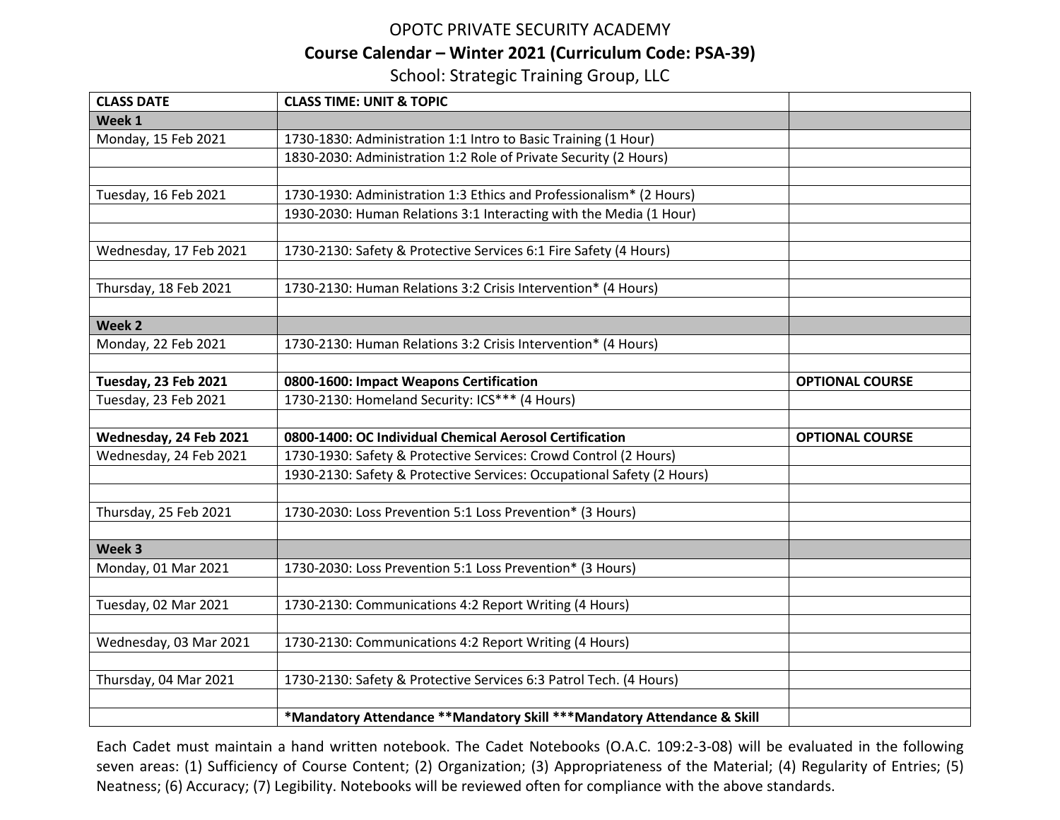# OPOTC PRIVATE SECURITY ACADEMY

## Course Calendar – Winter 2021 (Curriculum Code: PSA-39)

School: Strategic Training Group, LLC

| CLASS DATE | CLASS TIME: UNIT & TOPIC | |
|---|---|---|
| **Week 1** | | |
| Monday, 15 Feb 2021 | 1730-1830: Administration 1:1 Intro to Basic Training (1 Hour) | |
| | 1830-2030: Administration 1:2 Role of Private Security (2 Hours) | |
| | | |
| Tuesday, 16 Feb 2021 | 1730-1930: Administration 1:3 Ethics and Professionalism* (2 Hours) | |
| | 1930-2030: Human Relations 3:1 Interacting with the Media (1 Hour) | |
| | | |
| Wednesday, 17 Feb 2021 | 1730-2130: Safety & Protective Services 6:1 Fire Safety (4 Hours) | |
| | | |
| Thursday, 18 Feb 2021 | 1730-2130: Human Relations 3:2 Crisis Intervention* (4 Hours) | |
| | | |
| **Week 2** | | |
| Monday, 22 Feb 2021 | 1730-2130: Human Relations 3:2 Crisis Intervention* (4 Hours) | |
| | | |
| **Tuesday, 23 Feb 2021** | **0800-1600: Impact Weapons Certification** | **OPTIONAL COURSE** |
| Tuesday, 23 Feb 2021 | 1730-2130: Homeland Security: ICS*** (4 Hours) | |
| | | |
| **Wednesday, 24 Feb 2021** | **0800-1400: OC Individual Chemical Aerosol Certification** | **OPTIONAL COURSE** |
| Wednesday, 24 Feb 2021 | 1730-1930: Safety & Protective Services: Crowd Control (2 Hours) | |
| | 1930-2130: Safety & Protective Services: Occupational Safety (2 Hours) | |
| | | |
| Thursday, 25 Feb 2021 | 1730-2030: Loss Prevention 5:1 Loss Prevention* (3 Hours) | |
| | | |
| **Week 3** | | |
| Monday, 01 Mar 2021 | 1730-2030: Loss Prevention 5:1 Loss Prevention* (3 Hours) | |
| | | |
| Tuesday, 02 Mar 2021 | 1730-2130: Communications 4:2 Report Writing (4 Hours) | |
| | | |
| Wednesday, 03 Mar 2021 | 1730-2130: Communications 4:2 Report Writing (4 Hours) | |
| | | |
| Thursday, 04 Mar 2021 | 1730-2130: Safety & Protective Services 6:3 Patrol Tech. (4 Hours) | |
| | | |
| | ***Mandatory Attendance **Mandatory Skill ***Mandatory Attendance & Skill** | |

Each Cadet must maintain a hand written notebook. The Cadet Notebooks (O.A.C. 109:2-3-08) will be evaluated in the following seven areas: (1) Sufficiency of Course Content; (2) Organization; (3) Appropriateness of the Material; (4) Regularity of Entries; (5) Neatness; (6) Accuracy; (7) Legibility. Notebooks will be reviewed often for compliance with the above standards.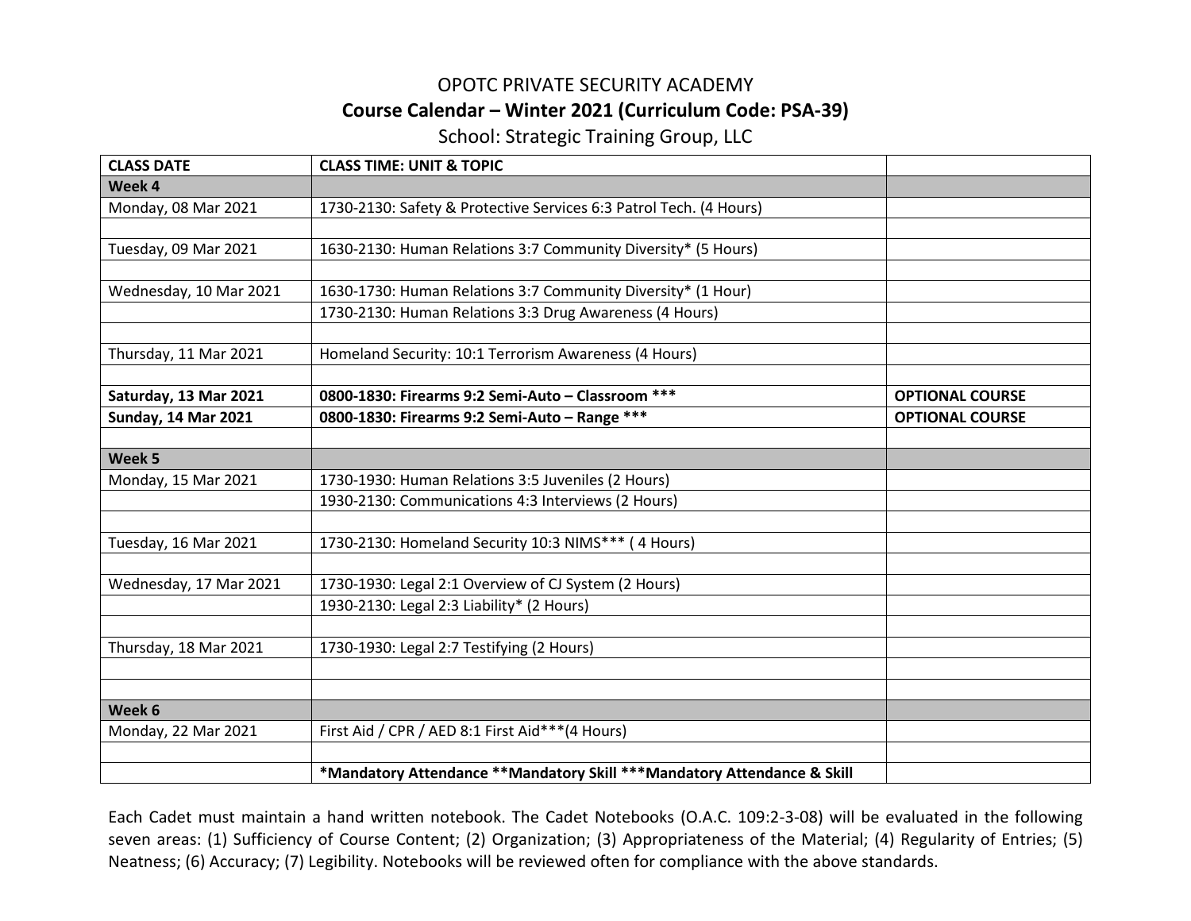# OPOTC PRIVATE SECURITY ACADEMY

## Course Calendar – Winter 2021 (Curriculum Code: PSA-39)

School: Strategic Training Group, LLC

| CLASS DATE | CLASS TIME: UNIT & TOPIC | |
|---|---|---|
| **Week 4** | | |
| Monday, 08 Mar 2021 | 1730-2130: Safety & Protective Services 6:3 Patrol Tech. (4 Hours) | |
| | | |
| Tuesday, 09 Mar 2021 | 1630-2130: Human Relations 3:7 Community Diversity* (5 Hours) | |
| | | |
| Wednesday, 10 Mar 2021 | 1630-1730: Human Relations 3:7 Community Diversity* (1 Hour) | |
| | 1730-2130: Human Relations 3:3 Drug Awareness (4 Hours) | |
| | | |
| Thursday, 11 Mar 2021 | Homeland Security: 10:1 Terrorism Awareness (4 Hours) | |
| | | |
| **Saturday, 13 Mar 2021** | **0800-1830: Firearms 9:2 Semi-Auto – Classroom *** ** | **OPTIONAL COURSE** |
| **Sunday, 14 Mar 2021** | **0800-1830: Firearms 9:2 Semi-Auto – Range *** ** | **OPTIONAL COURSE** |
| | | |
| **Week 5** | | |
| Monday, 15 Mar 2021 | 1730-1930: Human Relations 3:5 Juveniles (2 Hours) | |
| | 1930-2130: Communications 4:3 Interviews (2 Hours) | |
| | | |
| Tuesday, 16 Mar 2021 | 1730-2130: Homeland Security 10:3 NIMS*** ( 4 Hours) | |
| | | |
| Wednesday, 17 Mar 2021 | 1730-1930: Legal 2:1 Overview of CJ System (2 Hours) | |
| | 1930-2130: Legal 2:3 Liability* (2 Hours) | |
| | | |
| Thursday, 18 Mar 2021 | 1730-1930: Legal 2:7 Testifying (2 Hours) | |
| | | |
| | | |
| **Week 6** | | |
| Monday, 22 Mar 2021 | First Aid / CPR / AED 8:1 First Aid***(4 Hours) | |
| | | |
| | ***Mandatory Attendance **Mandatory Skill ***Mandatory Attendance & Skill** | |

Each Cadet must maintain a hand written notebook. The Cadet Notebooks (O.A.C. 109:2-3-08) will be evaluated in the following seven areas: (1) Sufficiency of Course Content; (2) Organization; (3) Appropriateness of the Material; (4) Regularity of Entries; (5) Neatness; (6) Accuracy; (7) Legibility. Notebooks will be reviewed often for compliance with the above standards.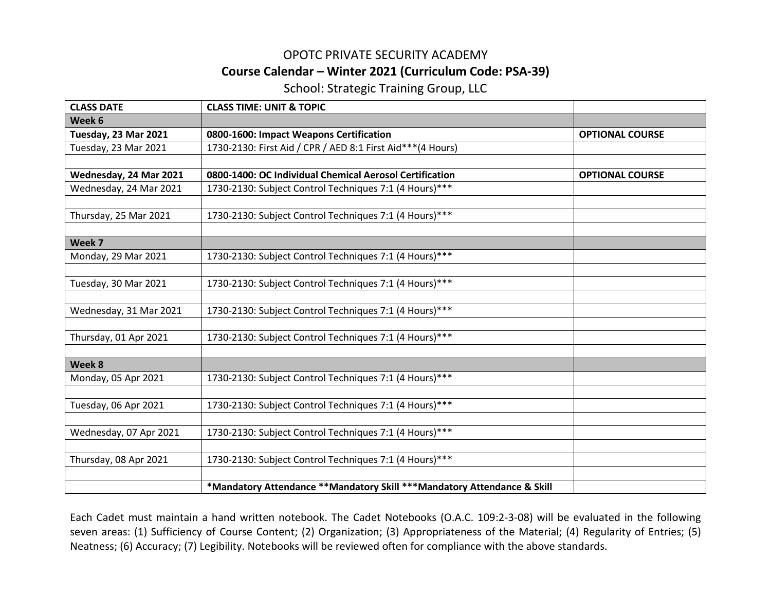OPOTC PRIVATE SECURITY ACADEMY

**Course Calendar – Winter 2021 (Curriculum Code: PSA-39)**

School: Strategic Training Group, LLC

| **CLASS DATE** | **CLASS TIME: UNIT & TOPIC** | |
|---|---|---|
| **Week 6** | | |
| **Tuesday, 23 Mar 2021** | **0800-1600: Impact Weapons Certification** | **OPTIONAL COURSE** |
| Tuesday, 23 Mar 2021 | 1730-2130: First Aid / CPR / AED 8:1 First Aid***(4 Hours) | |
| | | |
| **Wednesday, 24 Mar 2021** | **0800-1400: OC Individual Chemical Aerosol Certification** | **OPTIONAL COURSE** |
| Wednesday, 24 Mar 2021 | 1730-2130: Subject Control Techniques 7:1 (4 Hours)*** | |
| | | |
| Thursday, 25 Mar 2021 | 1730-2130: Subject Control Techniques 7:1 (4 Hours)*** | |
| | | |
| **Week 7** | | |
| Monday, 29 Mar 2021 | 1730-2130: Subject Control Techniques 7:1 (4 Hours)*** | |
| | | |
| Tuesday, 30 Mar 2021 | 1730-2130: Subject Control Techniques 7:1 (4 Hours)*** | |
| | | |
| Wednesday, 31 Mar 2021 | 1730-2130: Subject Control Techniques 7:1 (4 Hours)*** | |
| | | |
| Thursday, 01 Apr 2021 | 1730-2130: Subject Control Techniques 7:1 (4 Hours)*** | |
| | | |
| **Week 8** | | |
| Monday, 05 Apr 2021 | 1730-2130: Subject Control Techniques 7:1 (4 Hours)*** | |
| | | |
| Tuesday, 06 Apr 2021 | 1730-2130: Subject Control Techniques 7:1 (4 Hours)*** | |
| | | |
| Wednesday, 07 Apr 2021 | 1730-2130: Subject Control Techniques 7:1 (4 Hours)*** | |
| | | |
| Thursday, 08 Apr 2021 | 1730-2130: Subject Control Techniques 7:1 (4 Hours)*** | |
| | | |
| | ***Mandatory Attendance **Mandatory Skill ***Mandatory Attendance & Skill** | |

Each Cadet must maintain a hand written notebook. The Cadet Notebooks (O.A.C. 109:2-3-08) will be evaluated in the following seven areas: (1) Sufficiency of Course Content; (2) Organization; (3) Appropriateness of the Material; (4) Regularity of Entries; (5) Neatness; (6) Accuracy; (7) Legibility. Notebooks will be reviewed often for compliance with the above standards.